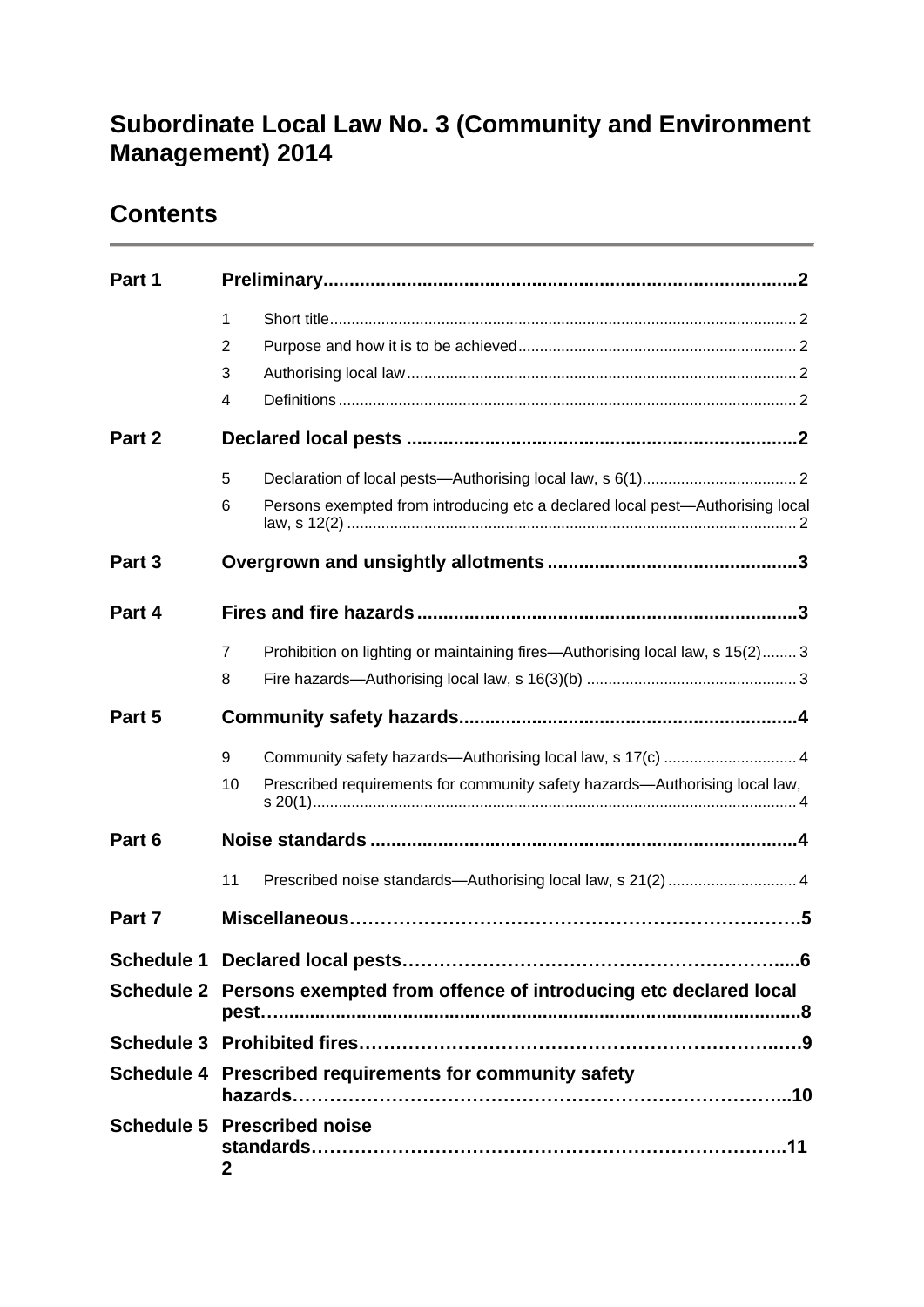# Subordinate Local Law No. 3 (Community and Environment Management) 2014

## Contents

| | | | |
|---|---|---|---|
| **Part 1** | **Preliminary** | | **2** |
| | 1 | Short title | 2 |
| | 2 | Purpose and how it is to be achieved | 2 |
| | 3 | Authorising local law | 2 |
| | 4 | Definitions | 2 |
| **Part 2** | **Declared local pests** | | **2** |
| | 5 | Declaration of local pests—Authorising local law, s 6(1) | 2 |
| | 6 | Persons exempted from introducing etc a declared local pest—Authorising local law, s 12(2) | 2 |
| **Part 3** | **Overgrown and unsightly allotments** | | **3** |
| **Part 4** | **Fires and fire hazards** | | **3** |
| | 7 | Prohibition on lighting or maintaining fires—Authorising local law, s 15(2) | 3 |
| | 8 | Fire hazards—Authorising local law, s 16(3)(b) | 3 |
| **Part 5** | **Community safety hazards** | | **4** |
| | 9 | Community safety hazards—Authorising local law, s 17(c) | 4 |
| | 10 | Prescribed requirements for community safety hazards—Authorising local law, s 20(1) | 4 |
| **Part 6** | **Noise standards** | | **4** |
| | 11 | Prescribed noise standards—Authorising local law, s 21(2) | 4 |
| **Part 7** | **Miscellaneous** | | **5** |
| **Schedule 1** | **Declared local pests** | | **6** |
| **Schedule 2** | **Persons exempted from offence of introducing etc declared local pest** | | **8** |
| **Schedule 3** | **Prohibited fires** | | **9** |
| **Schedule 4** | **Prescribed requirements for community safety hazards** | | **10** |
| **Schedule 5** | **Prescribed noise standards** | | **11** |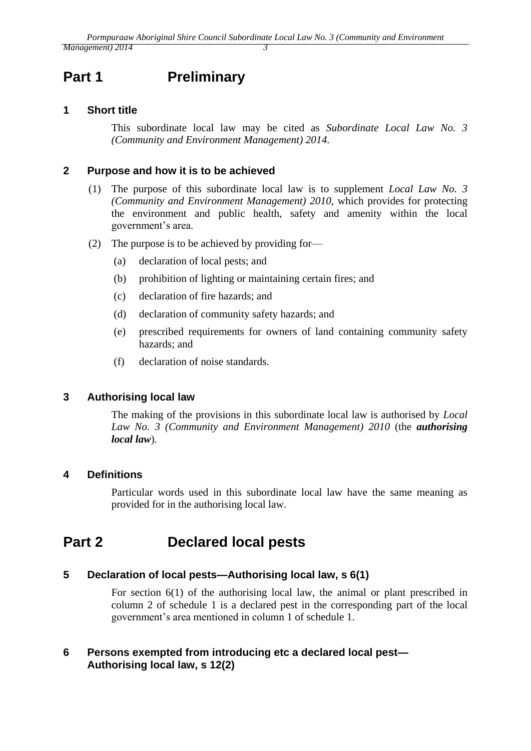# Part 1 Preliminary

## 1 Short title

This subordinate local law may be cited as *Subordinate Local Law No. 3 (Community and Environment Management) 2014.*

## 2 Purpose and how it is to be achieved

(1) The purpose of this subordinate local law is to supplement *Local Law No. 3 (Community and Environment Management) 2010*, which provides for protecting the environment and public health, safety and amenity within the local government's area.

(2) The purpose is to be achieved by providing for—

- (a) declaration of local pests; and
- (b) prohibition of lighting or maintaining certain fires; and
- (c) declaration of fire hazards; and
- (d) declaration of community safety hazards; and
- (e) prescribed requirements for owners of land containing community safety hazards; and
- (f) declaration of noise standards.

## 3 Authorising local law

The making of the provisions in this subordinate local law is authorised by *Local Law No. 3 (Community and Environment Management) 2010* (the ***authorising local law***).

## 4 Definitions

Particular words used in this subordinate local law have the same meaning as provided for in the authorising local law.

# Part 2 Declared local pests

## 5 Declaration of local pests—Authorising local law, s 6(1)

For section 6(1) of the authorising local law, the animal or plant prescribed in column 2 of schedule 1 is a declared pest in the corresponding part of the local government's area mentioned in column 1 of schedule 1.

## 6 Persons exempted from introducing etc a declared local pest—Authorising local law, s 12(2)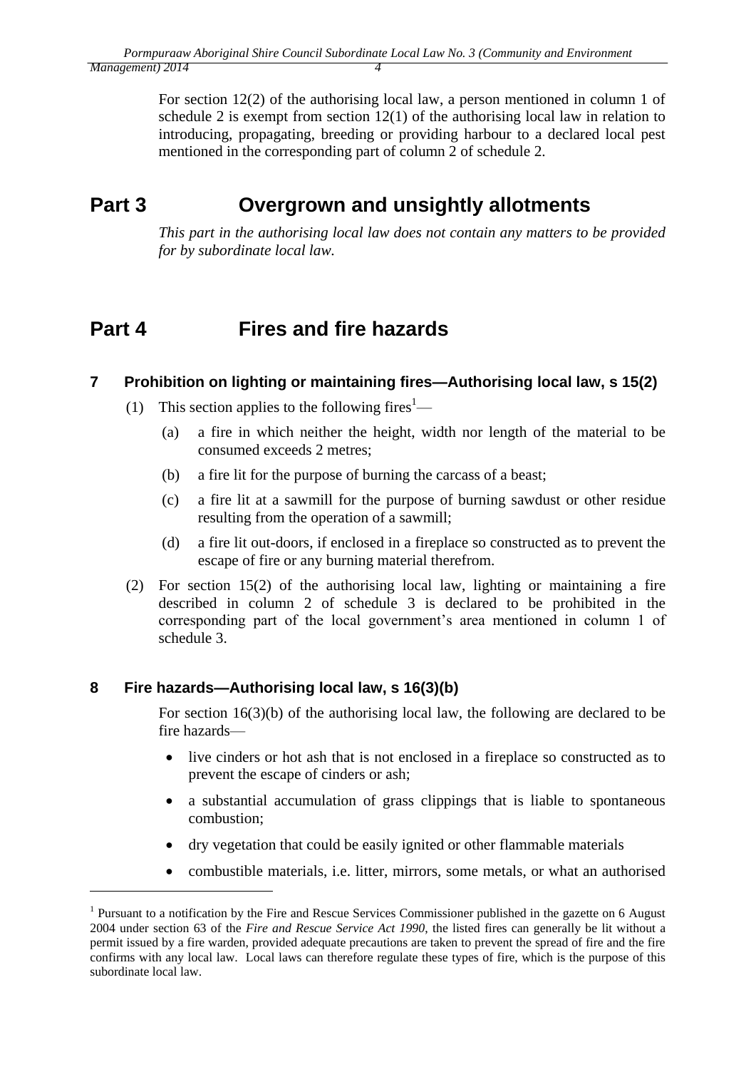For section 12(2) of the authorising local law, a person mentioned in column 1 of schedule 2 is exempt from section 12(1) of the authorising local law in relation to introducing, propagating, breeding or providing harbour to a declared local pest mentioned in the corresponding part of column 2 of schedule 2.

# Part 3 Overgrown and unsightly allotments

*This part in the authorising local law does not contain any matters to be provided for by subordinate local law.*

# Part 4 Fires and fire hazards

## 7 Prohibition on lighting or maintaining fires—Authorising local law, s 15(2)

(1) This section applies to the following fires[1]—

(a) a fire in which neither the height, width nor length of the material to be consumed exceeds 2 metres;

(b) a fire lit for the purpose of burning the carcass of a beast;

(c) a fire lit at a sawmill for the purpose of burning sawdust or other residue resulting from the operation of a sawmill;

(d) a fire lit out-doors, if enclosed in a fireplace so constructed as to prevent the escape of fire or any burning material therefrom.

(2) For section 15(2) of the authorising local law, lighting or maintaining a fire described in column 2 of schedule 3 is declared to be prohibited in the corresponding part of the local government's area mentioned in column 1 of schedule 3.

## 8 Fire hazards—Authorising local law, s 16(3)(b)

For section 16(3)(b) of the authorising local law, the following are declared to be fire hazards—

- live cinders or hot ash that is not enclosed in a fireplace so constructed as to prevent the escape of cinders or ash;
- a substantial accumulation of grass clippings that is liable to spontaneous combustion;
- dry vegetation that could be easily ignited or other flammable materials
- combustible materials, i.e. litter, mirrors, some metals, or what an authorised

[1] Pursuant to a notification by the Fire and Rescue Services Commissioner published in the gazette on 6 August 2004 under section 63 of the *Fire and Rescue Service Act 1990*, the listed fires can generally be lit without a permit issued by a fire warden, provided adequate precautions are taken to prevent the spread of fire and the fire confirms with any local law. Local laws can therefore regulate these types of fire, which is the purpose of this subordinate local law.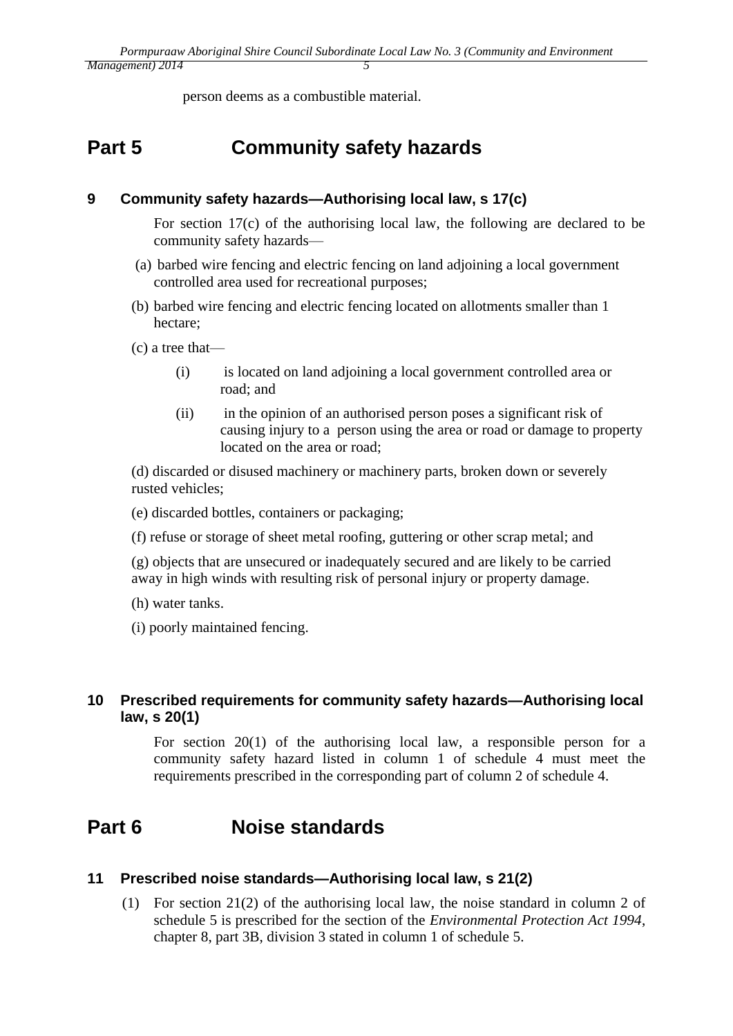person deems as a combustible material.

# Part 5 Community safety hazards

### 9 Community safety hazards—Authorising local law, s 17(c)

For section 17(c) of the authorising local law, the following are declared to be community safety hazards—

(a) barbed wire fencing and electric fencing on land adjoining a local government controlled area used for recreational purposes;

(b) barbed wire fencing and electric fencing located on allotments smaller than 1 hectare;

(c) a tree that—

(i) is located on land adjoining a local government controlled area or road; and

(ii) in the opinion of an authorised person poses a significant risk of causing injury to a person using the area or road or damage to property located on the area or road;

(d) discarded or disused machinery or machinery parts, broken down or severely rusted vehicles;

(e) discarded bottles, containers or packaging;

(f) refuse or storage of sheet metal roofing, guttering or other scrap metal; and

(g) objects that are unsecured or inadequately secured and are likely to be carried away in high winds with resulting risk of personal injury or property damage.

(h) water tanks.

(i) poorly maintained fencing.

### 10 Prescribed requirements for community safety hazards—Authorising local law, s 20(1)

For section 20(1) of the authorising local law, a responsible person for a community safety hazard listed in column 1 of schedule 4 must meet the requirements prescribed in the corresponding part of column 2 of schedule 4.

# Part 6 Noise standards

### 11 Prescribed noise standards—Authorising local law, s 21(2)

(1) For section 21(2) of the authorising local law, the noise standard in column 2 of schedule 5 is prescribed for the section of the *Environmental Protection Act 1994*, chapter 8, part 3B, division 3 stated in column 1 of schedule 5.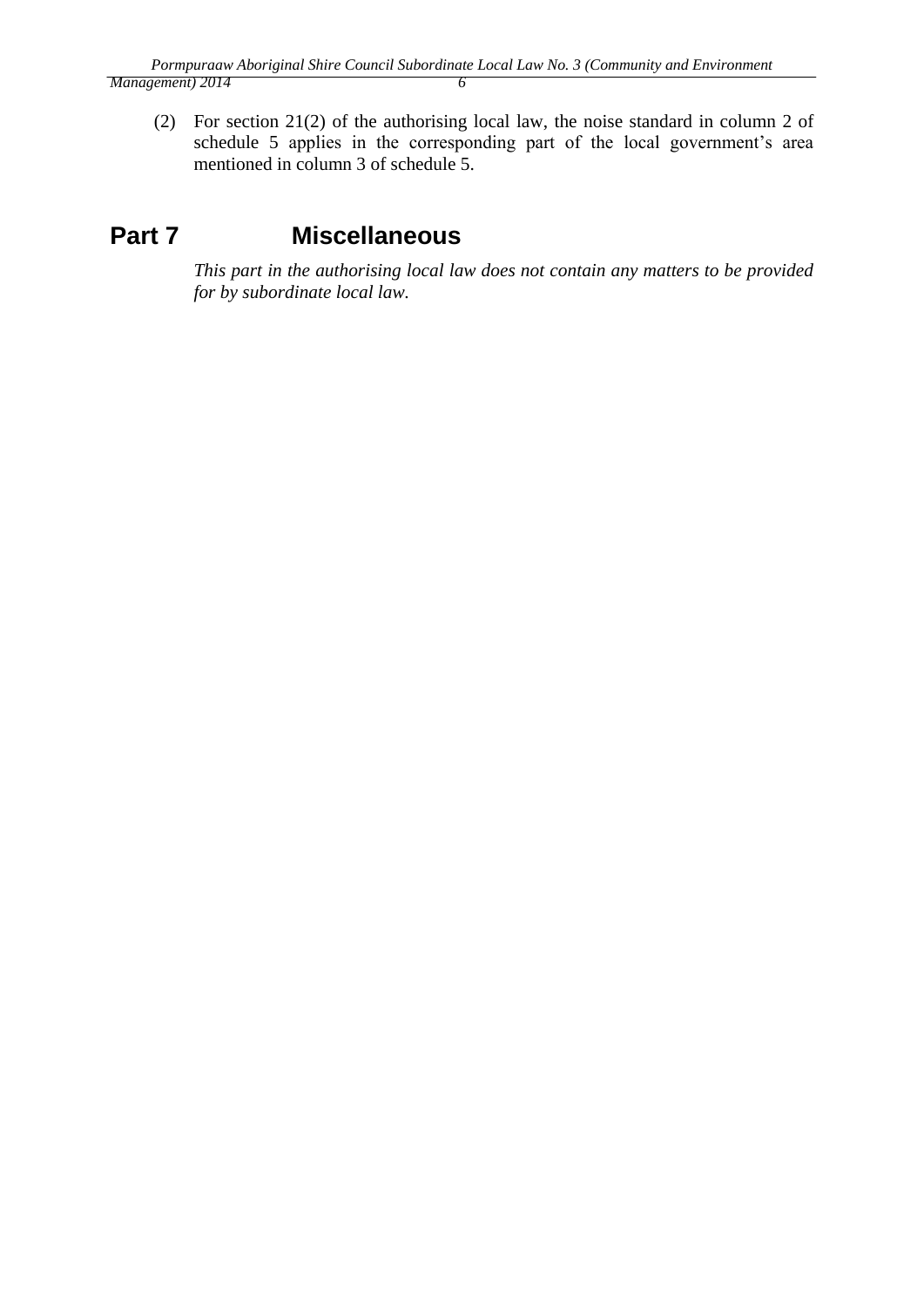(2) For section 21(2) of the authorising local law, the noise standard in column 2 of schedule 5 applies in the corresponding part of the local government's area mentioned in column 3 of schedule 5.

# Part 7 Miscellaneous

*This part in the authorising local law does not contain any matters to be provided for by subordinate local law.*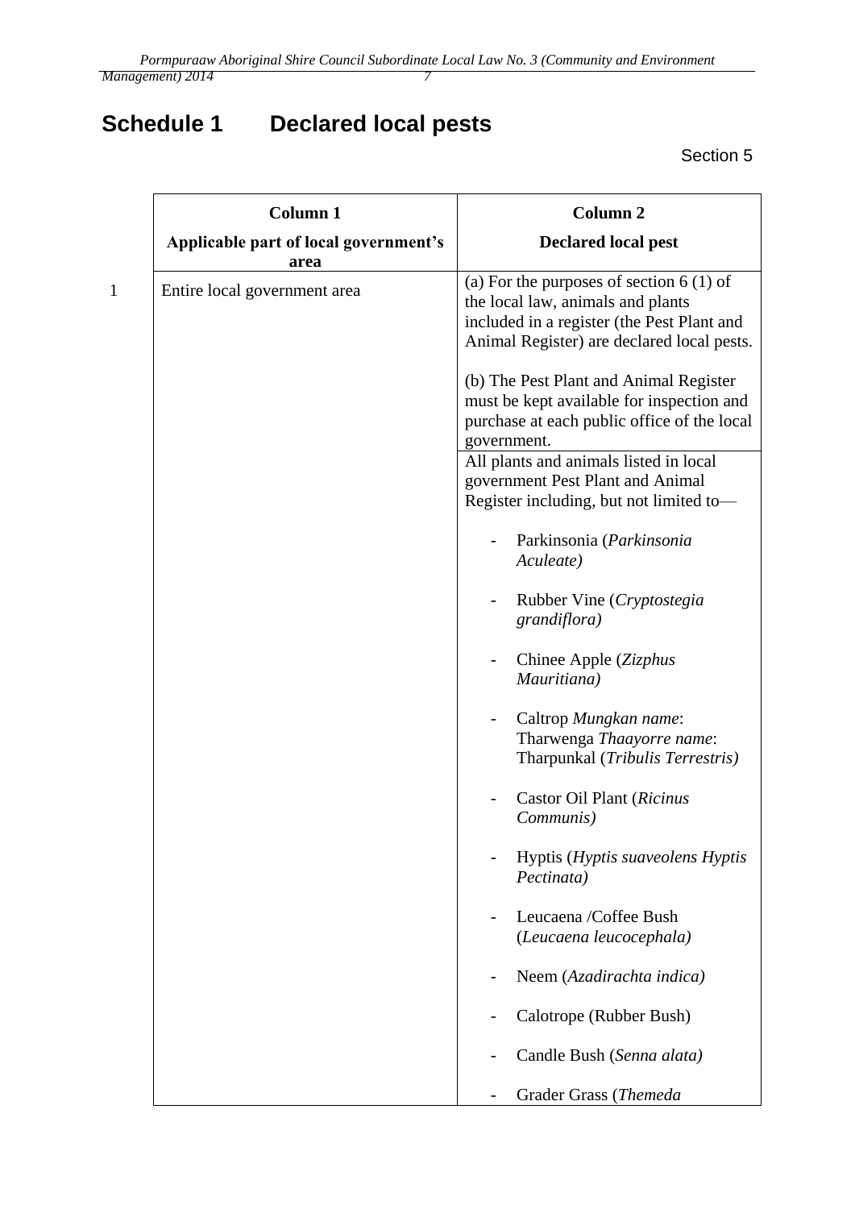# Schedule 1 Declared local pests

Section 5

| | Column 1<br>Applicable part of local government's area | Column 2<br>Declared local pest |
|---|---|---|
| 1 | Entire local government area | (a) For the purposes of section 6 (1) of the local law, animals and plants included in a register (the Pest Plant and Animal Register) are declared local pests.<br><br>(b) The Pest Plant and Animal Register must be kept available for inspection and purchase at each public office of the local government. |
| | | All plants and animals listed in local government Pest Plant and Animal Register including, but not limited to—<br><br>- Parkinsonia (*Parkinsonia Aculeate)*<br>- Rubber Vine (*Cryptostegia grandiflora)*<br>- Chinee Apple (*Zizphus Mauritiana)*<br>- Caltrop *Mungkan name*: Tharwenga *Thaayorre name*: Tharpunkal (*Tribulis Terrestris)*<br>- Castor Oil Plant (*Ricinus Communis)*<br>- Hyptis (*Hyptis suaveolens Hyptis Pectinata)*<br>- Leucaena /Coffee Bush (*Leucaena leucocephala)*<br>- Neem (*Azadirachta indica)*<br>- Calotrope (Rubber Bush)<br>- Candle Bush (*Senna alata)*<br>- Grader Grass (*Themeda* |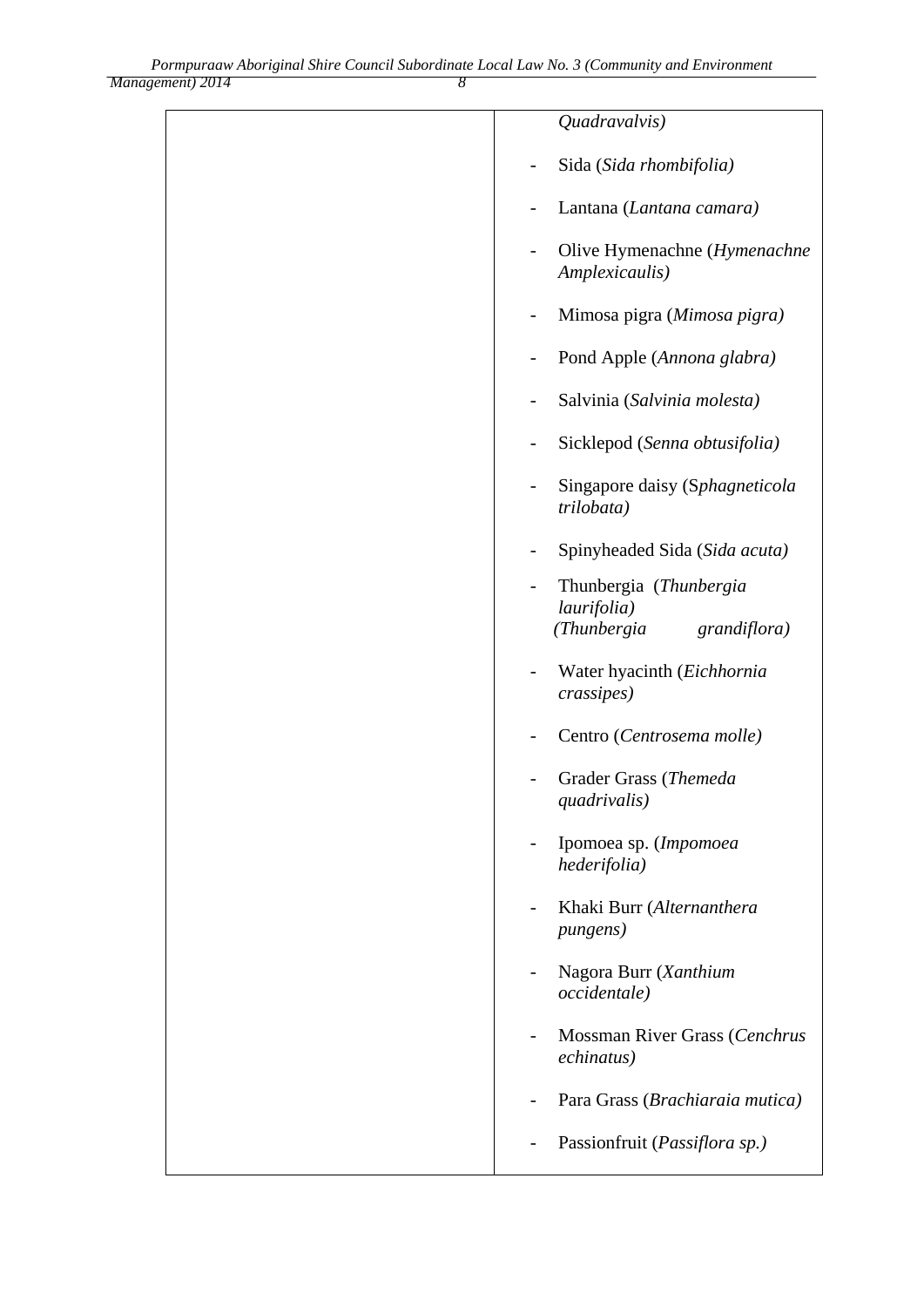| | |
|---|---|
| | *Quadravalvis)*<br><br>- Sida (*Sida rhombifolia)*<br><br>- Lantana (*Lantana camara)*<br><br>- Olive Hymenachne (*Hymenachne Amplexicaulis)*<br><br>- Mimosa pigra (*Mimosa pigra)*<br><br>- Pond Apple (*Annona glabra)*<br><br>- Salvinia (*Salvinia molesta)*<br><br>- Sicklepod (*Senna obtusifolia)*<br><br>- Singapore daisy (S*phagneticola trilobata)*<br><br>- Spinyheaded Sida (*Sida acuta)*<br><br>- Thunbergia (*Thunbergia laurifolia)* *(Thunbergia grandiflora)*<br><br>- Water hyacinth (*Eichhornia crassipes)*<br><br>- Centro (*Centrosema molle)*<br><br>- Grader Grass (*Themeda quadrivalis)*<br><br>- Ipomoea sp. (*Impomoea hederifolia)*<br><br>- Khaki Burr (*Alternanthera pungens)*<br><br>- Nagora Burr (*Xanthium occidentale)*<br><br>- Mossman River Grass (*Cenchrus echinatus)*<br><br>- Para Grass (*Brachiaraia mutica)*<br><br>- Passionfruit (*Passiflora sp.)* |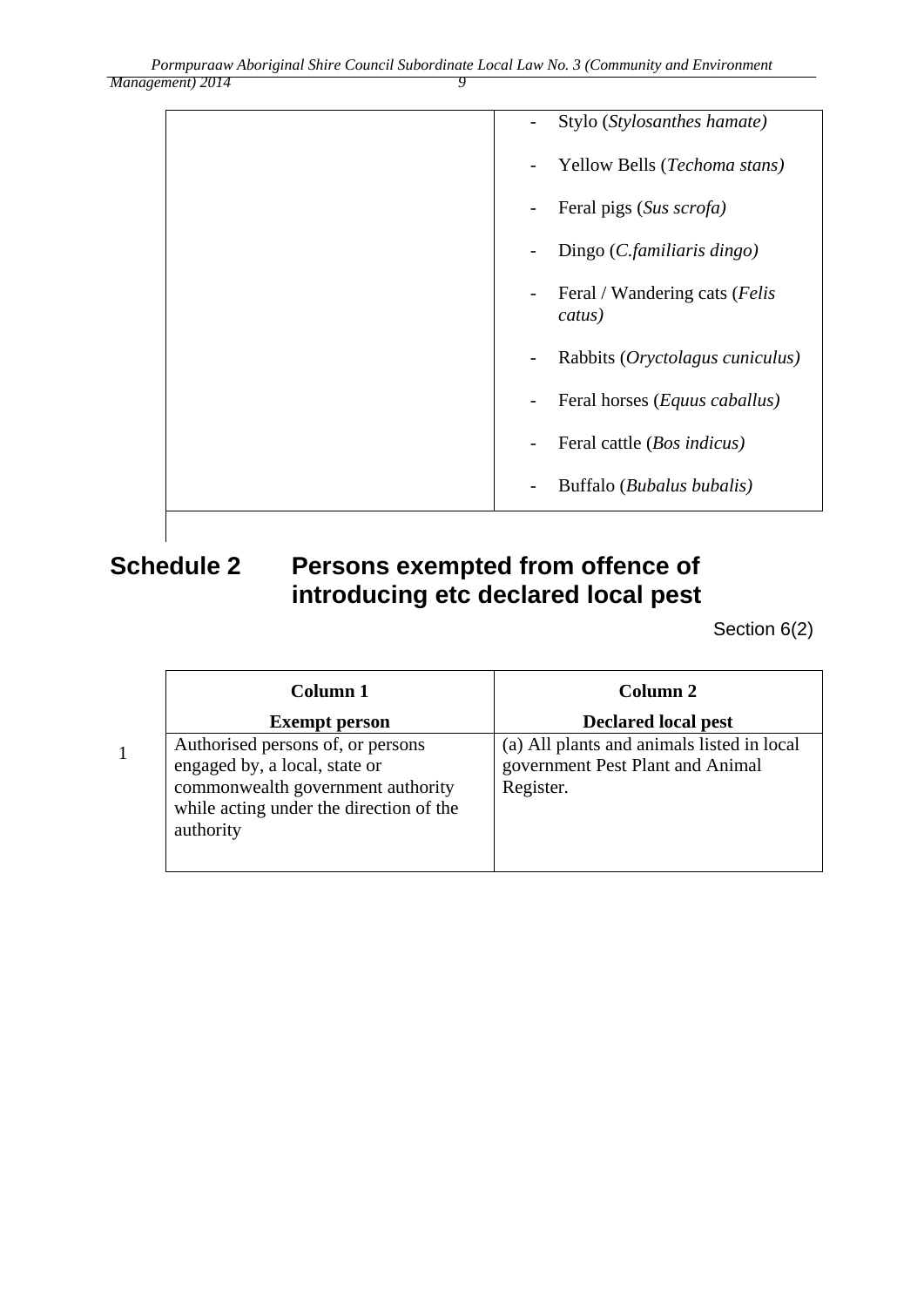| | |
|---|---|
| | - Stylo (*Stylosanthes hamate)*<br>- Yellow Bells (*Techoma stans)*<br>- Feral pigs (*Sus scrofa)*<br>- Dingo (*C.familiaris dingo)*<br>- Feral / Wandering cats (*Felis catus)*<br>- Rabbits (*Oryctolagus cuniculus)*<br>- Feral horses (*Equus caballus)*<br>- Feral cattle (*Bos indicus)*<br>- Buffalo (*Bubalus bubalis)* |

## Schedule 2 Persons exempted from offence of introducing etc declared local pest

Section 6(2)

| | **Column 1**<br>**Exempt person** | **Column 2**<br>**Declared local pest** |
|---|---|---|
| 1 | Authorised persons of, or persons engaged by, a local, state or commonwealth government authority while acting under the direction of the authority | (a) All plants and animals listed in local government Pest Plant and Animal Register. |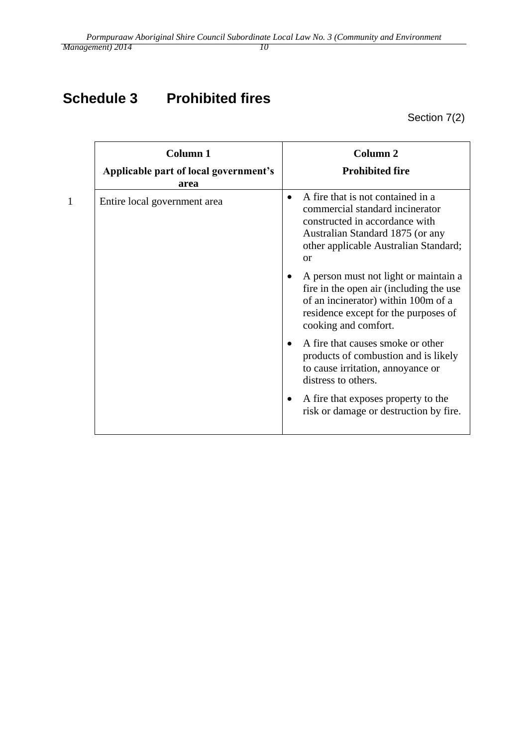# Schedule 3 Prohibited fires

Section 7(2)

| | Column 1<br>Applicable part of local government's area | Column 2<br>Prohibited fire |
|---|---|---|
| 1 | Entire local government area | • A fire that is not contained in a commercial standard incinerator constructed in accordance with Australian Standard 1875 (or any other applicable Australian Standard; or<br>• A person must not light or maintain a fire in the open air (including the use of an incinerator) within 100m of a residence except for the purposes of cooking and comfort.<br>• A fire that causes smoke or other products of combustion and is likely to cause irritation, annoyance or distress to others.<br>• A fire that exposes property to the risk or damage or destruction by fire. |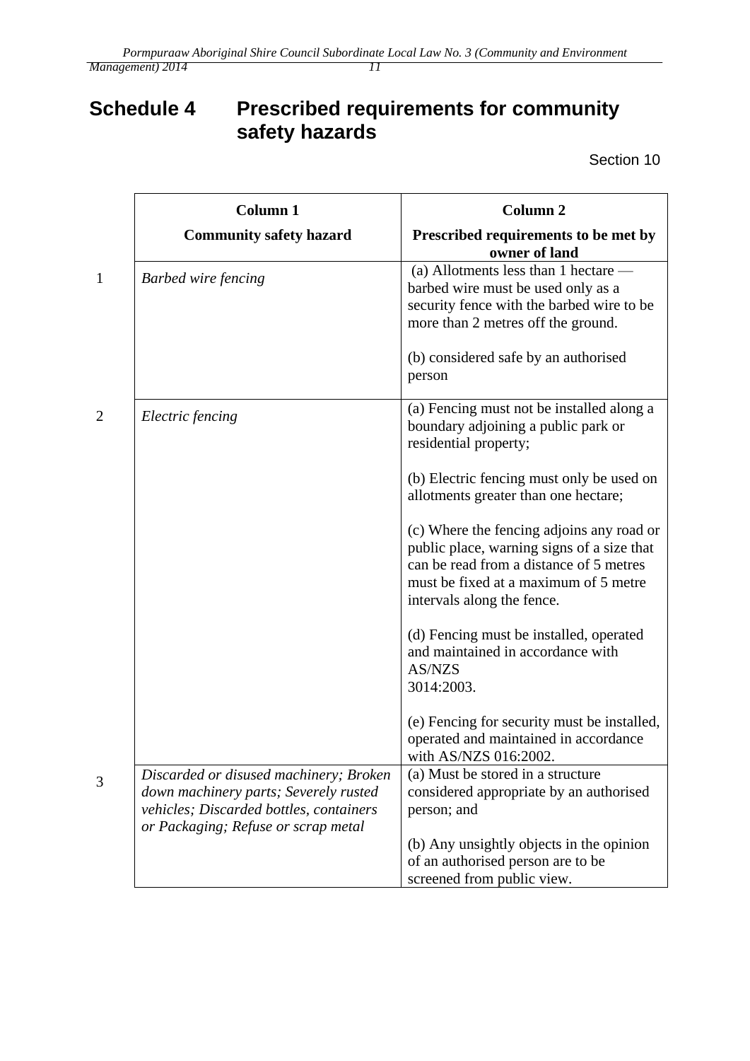# Schedule 4 Prescribed requirements for community safety hazards

Section 10

| | Column 1<br>Community safety hazard | Column 2<br>Prescribed requirements to be met by owner of land |
|---|---|---|
| 1 | *Barbed wire fencing* | (a) Allotments less than 1 hectare — barbed wire must be used only as a security fence with the barbed wire to be more than 2 metres off the ground.<br><br>(b) considered safe by an authorised person |
| 2 | *Electric fencing* | (a) Fencing must not be installed along a boundary adjoining a public park or residential property;<br><br>(b) Electric fencing must only be used on allotments greater than one hectare;<br><br>(c) Where the fencing adjoins any road or public place, warning signs of a size that can be read from a distance of 5 metres must be fixed at a maximum of 5 metre intervals along the fence.<br><br>(d) Fencing must be installed, operated and maintained in accordance with AS/NZS 3014:2003.<br><br>(e) Fencing for security must be installed, operated and maintained in accordance with AS/NZS 016:2002. |
| 3 | *Discarded or disused machinery; Broken down machinery parts; Severely rusted vehicles; Discarded bottles, containers or Packaging; Refuse or scrap metal* | (a) Must be stored in a structure considered appropriate by an authorised person; and<br><br>(b) Any unsightly objects in the opinion of an authorised person are to be screened from public view. |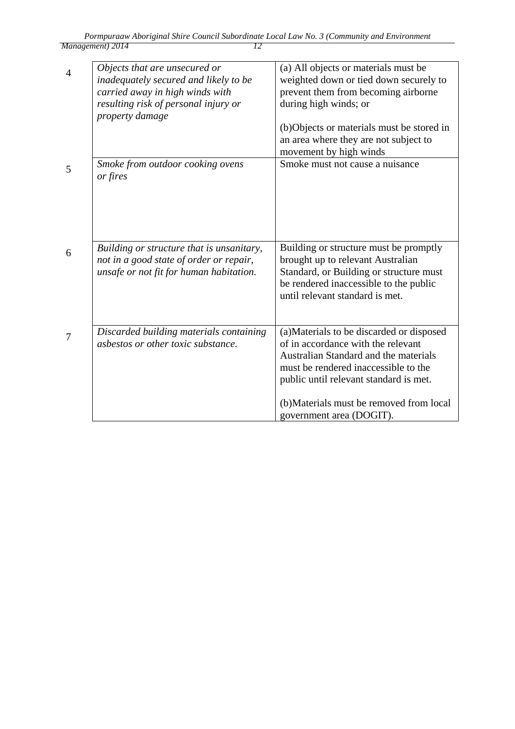| | | |
|---|---|---|
| 4 | *Objects that are unsecured or inadequately secured and likely to be carried away in high winds with resulting risk of personal injury or property damage* | (a) All objects or materials must be weighted down or tied down securely to prevent them from becoming airborne during high winds; or<br><br>(b)Objects or materials must be stored in an area where they are not subject to movement by high winds |
| 5 | *Smoke from outdoor cooking ovens or fires* | Smoke must not cause a nuisance |
| 6 | *Building or structure that is unsanitary, not in a good state of order or repair, unsafe or not fit for human habitation.* | Building or structure must be promptly brought up to relevant Australian Standard, or Building or structure must be rendered inaccessible to the public until relevant standard is met. |
| 7 | *Discarded building materials containing asbestos or other toxic substance.* | (a)Materials to be discarded or disposed of in accordance with the relevant Australian Standard and the materials must be rendered inaccessible to the public until relevant standard is met.<br><br>(b)Materials must be removed from local government area (DOGIT). |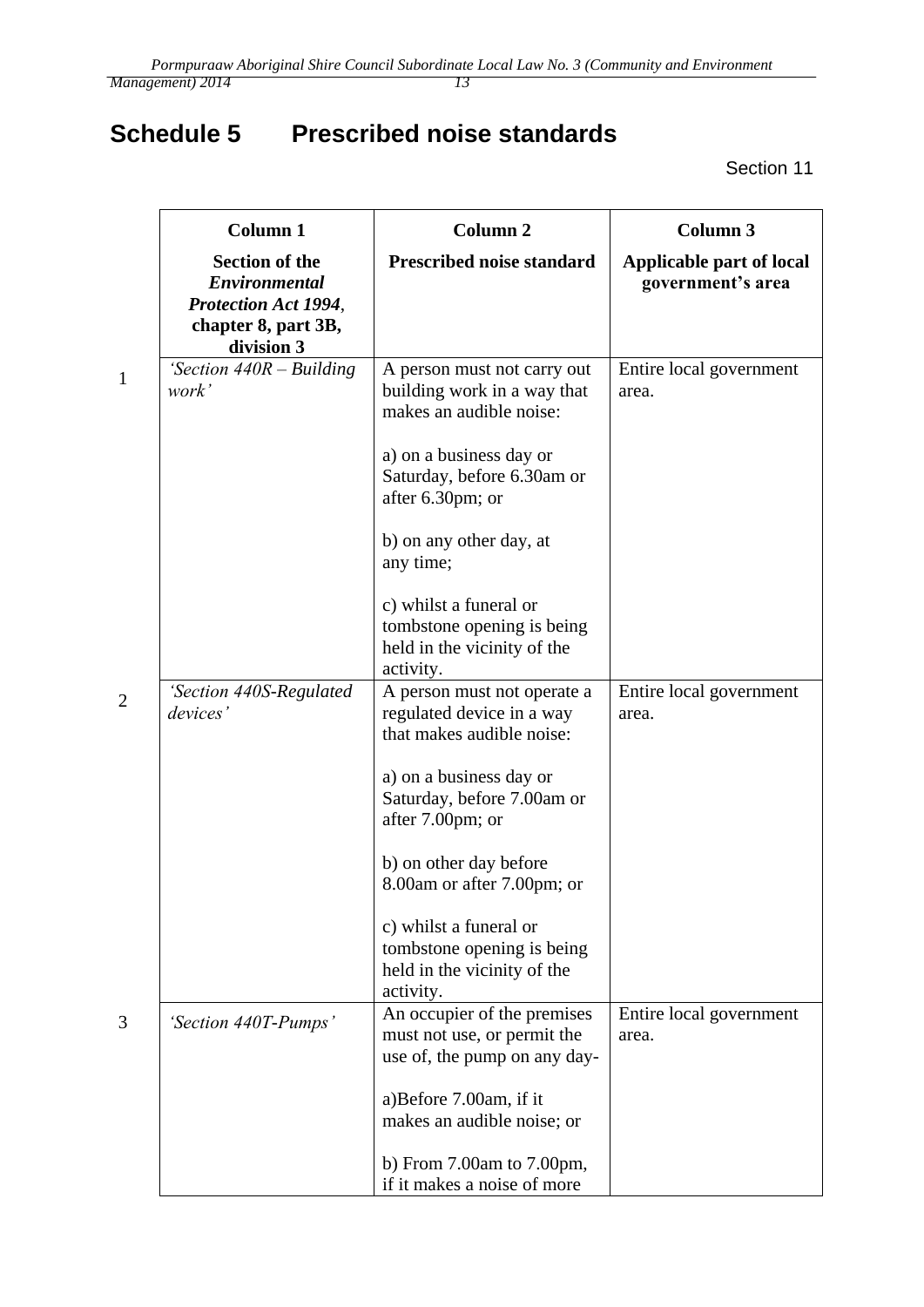# Schedule 5 Prescribed noise standards

Section 11

| | Column 1<br>**Section of the *Environmental Protection Act 1994*, chapter 8, part 3B, division 3** | Column 2<br>**Prescribed noise standard** | Column 3<br>**Applicable part of local government's area** |
|---|---|---|---|
| 1 | *'Section 440R – Building work'* | A person must not carry out building work in a way that makes an audible noise:<br><br>a) on a business day or Saturday, before 6.30am or after 6.30pm; or<br><br>b) on any other day, at any time;<br><br>c) whilst a funeral or tombstone opening is being held in the vicinity of the activity. | Entire local government area. |
| 2 | *'Section 440S-Regulated devices'* | A person must not operate a regulated device in a way that makes audible noise:<br><br>a) on a business day or Saturday, before 7.00am or after 7.00pm; or<br><br>b) on other day before 8.00am or after 7.00pm; or<br><br>c) whilst a funeral or tombstone opening is being held in the vicinity of the activity. | Entire local government area. |
| 3 | *'Section 440T-Pumps'* | An occupier of the premises must not use, or permit the use of, the pump on any day-<br><br>a)Before 7.00am, if it makes an audible noise; or<br><br>b) From 7.00am to 7.00pm, if it makes a noise of more | Entire local government area. |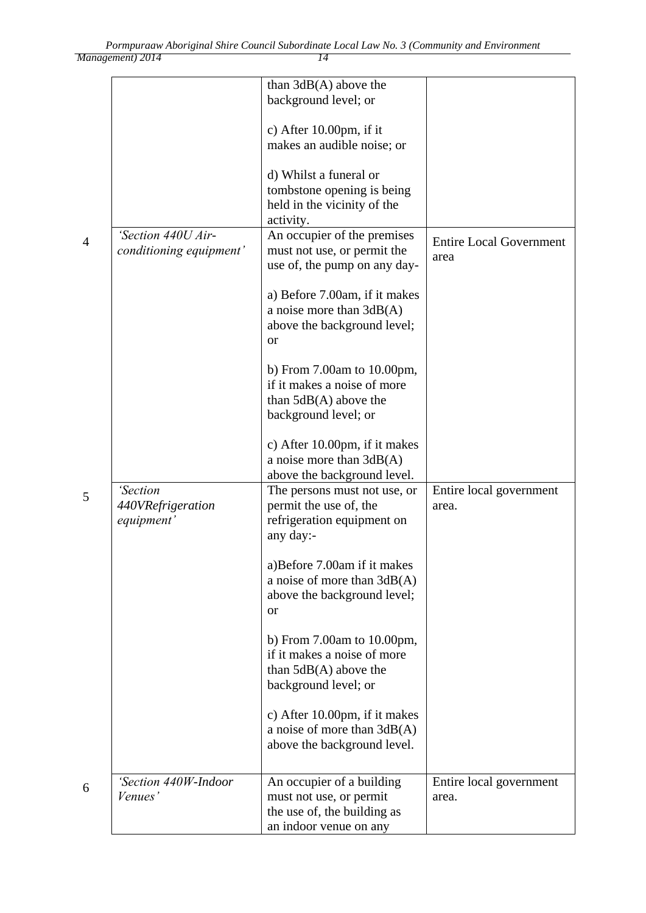| | | | |
|---|---|---|---|
| | | than 3dB(A) above the background level; or<br><br>c) After 10.00pm, if it makes an audible noise; or<br><br>d) Whilst a funeral or tombstone opening is being held in the vicinity of the activity. | |
| 4 | *'Section 440U Air-conditioning equipment'* | An occupier of the premises must not use, or permit the use of, the pump on any day-<br><br>a) Before 7.00am, if it makes a noise more than 3dB(A) above the background level; or<br><br>b) From 7.00am to 10.00pm, if it makes a noise of more than 5dB(A) above the background level; or<br><br>c) After 10.00pm, if it makes a noise more than 3dB(A) above the background level. | Entire Local Government area |
| 5 | *'Section 440VRefrigeration equipment'* | The persons must not use, or permit the use of, the refrigeration equipment on any day:-<br><br>a)Before 7.00am if it makes a noise of more than 3dB(A) above the background level; or<br><br>b) From 7.00am to 10.00pm, if it makes a noise of more than 5dB(A) above the background level; or<br><br>c) After 10.00pm, if it makes a noise of more than 3dB(A) above the background level. | Entire local government area. |
| 6 | *'Section 440W-Indoor Venues'* | An occupier of a building must not use, or permit the use of, the building as an indoor venue on any | Entire local government area. |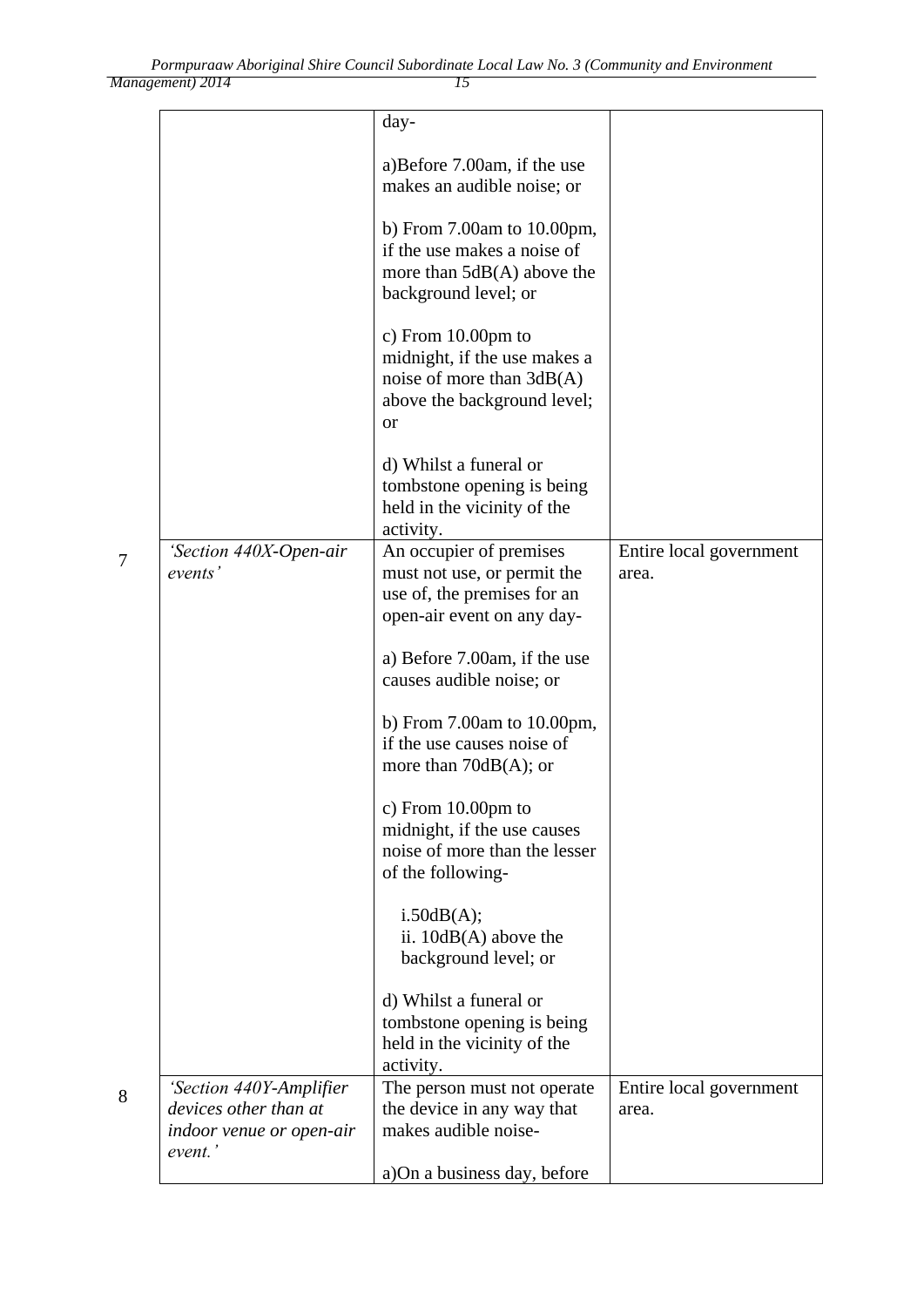|  |  |  |  |
|---|---|---|---|
|  |  | day-<br><br>a)Before 7.00am, if the use makes an audible noise; or<br><br>b) From 7.00am to 10.00pm, if the use makes a noise of more than 5dB(A) above the background level; or<br><br>c) From 10.00pm to midnight, if the use makes a noise of more than 3dB(A) above the background level; or<br><br>d) Whilst a funeral or tombstone opening is being held in the vicinity of the activity. |  |
| 7 | *'Section 440X-Open-air events'* | An occupier of premises must not use, or permit the use of, the premises for an open-air event on any day-<br><br>a) Before 7.00am, if the use causes audible noise; or<br><br>b) From 7.00am to 10.00pm, if the use causes noise of more than 70dB(A); or<br><br>c) From 10.00pm to midnight, if the use causes noise of more than the lesser of the following-<br><br>i.50dB(A);<br>ii. 10dB(A) above the background level; or<br><br>d) Whilst a funeral or tombstone opening is being held in the vicinity of the activity. | Entire local government area. |
| 8 | *'Section 440Y-Amplifier devices other than at indoor venue or open-air event.'* | The person must not operate the device in any way that makes audible noise-<br><br>a)On a business day, before | Entire local government area. |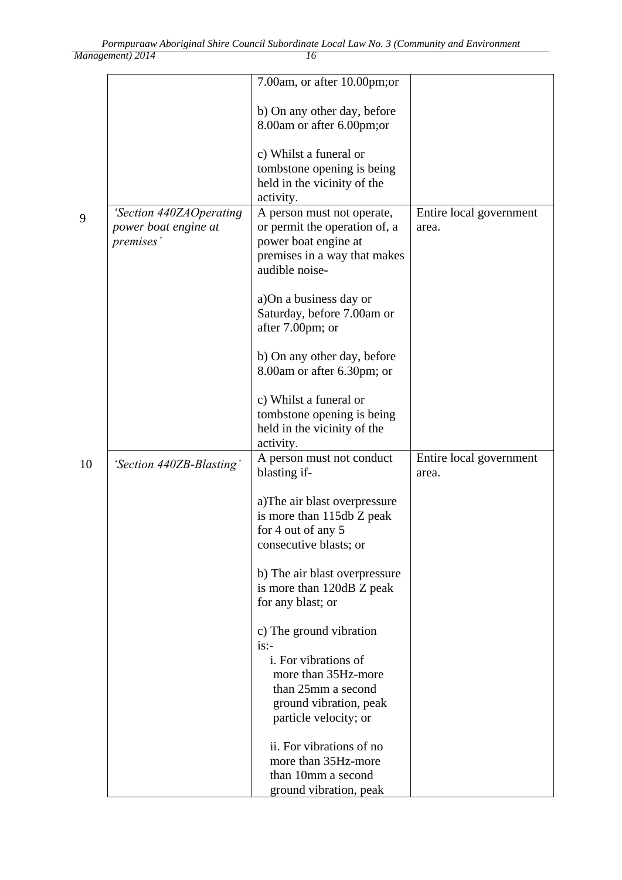| | | | |
|---|---|---|---|
| | | 7.00am, or after 10.00pm;or<br><br>b) On any other day, before 8.00am or after 6.00pm;or<br><br>c) Whilst a funeral or tombstone opening is being held in the vicinity of the activity. | |
| 9 | *'Section 440ZAOperating power boat engine at premises'* | A person must not operate, or permit the operation of, a power boat engine at premises in a way that makes audible noise-<br><br>a)On a business day or Saturday, before 7.00am or after 7.00pm; or<br><br>b) On any other day, before 8.00am or after 6.30pm; or<br><br>c) Whilst a funeral or tombstone opening is being held in the vicinity of the activity. | Entire local government area. |
| 10 | *'Section 440ZB-Blasting'* | A person must not conduct blasting if-<br><br>a)The air blast overpressure is more than 115db Z peak for 4 out of any 5 consecutive blasts; or<br><br>b) The air blast overpressure is more than 120dB Z peak for any blast; or<br><br>c) The ground vibration is:-<br>i. For vibrations of more than 35Hz-more than 25mm a second ground vibration, peak particle velocity; or<br><br>ii. For vibrations of no more than 35Hz-more than 10mm a second ground vibration, peak | Entire local government area. |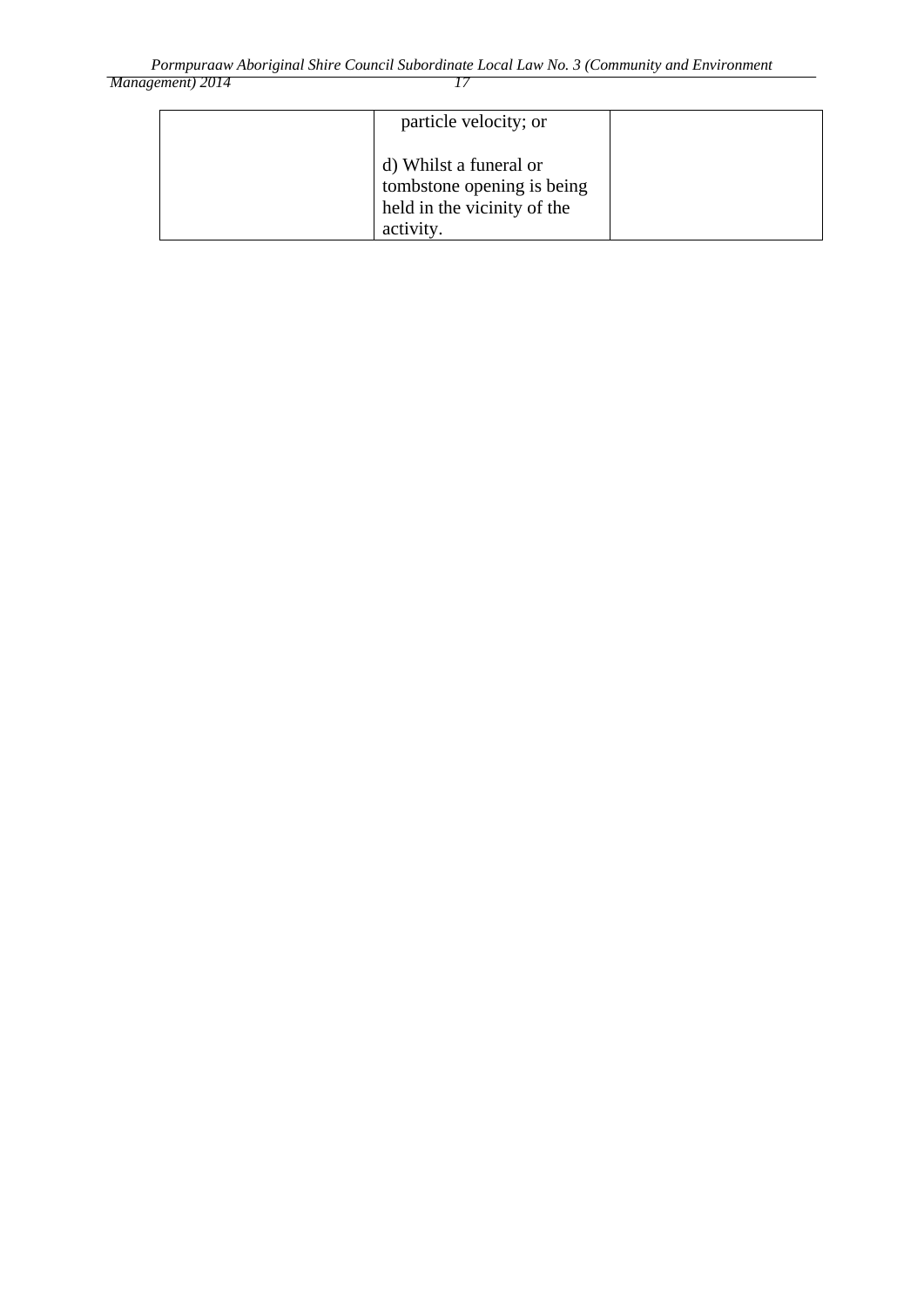| | | |
|---|---|---|
| | particle velocity; or<br><br>d) Whilst a funeral or tombstone opening is being held in the vicinity of the activity. | |